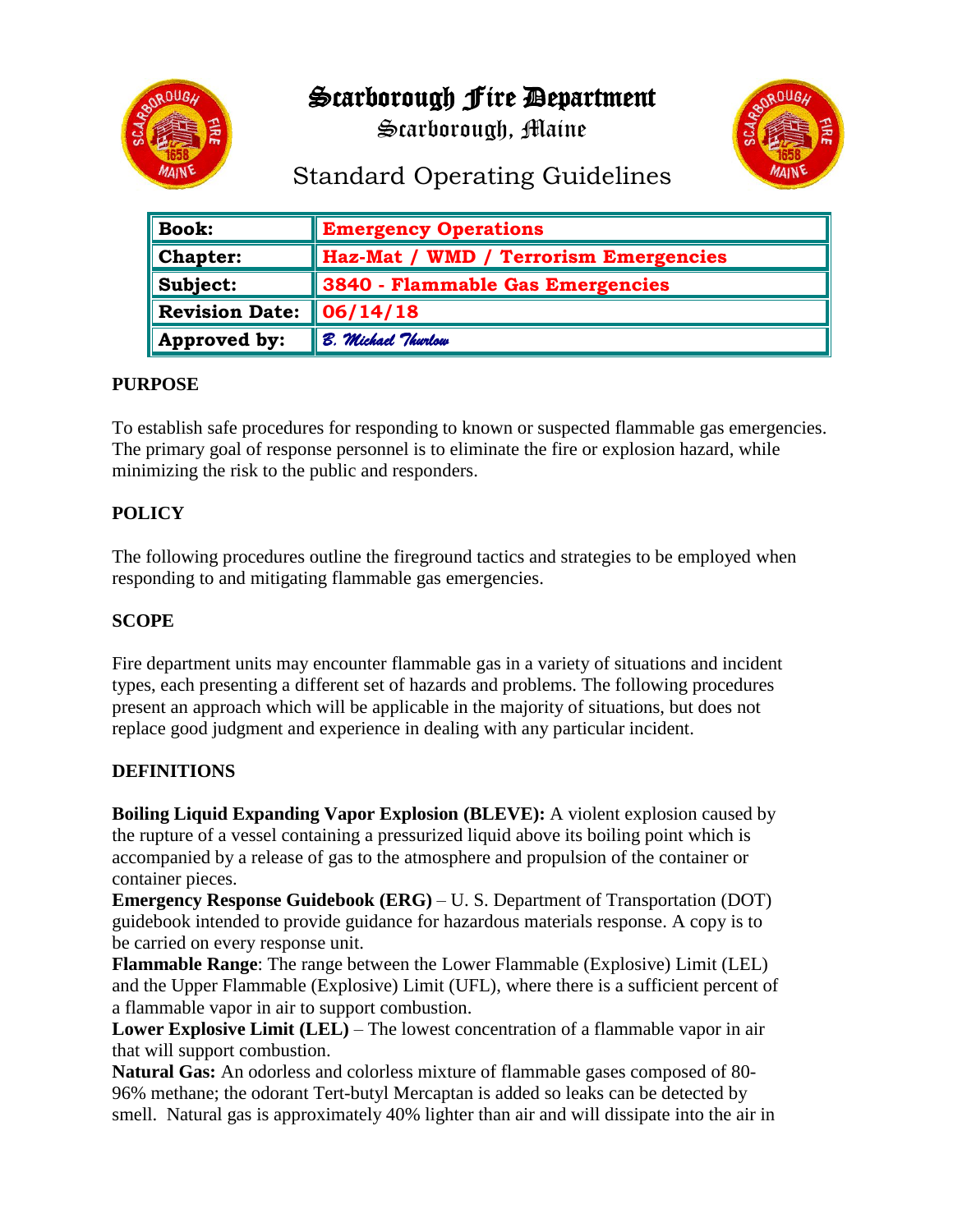# Scarborough Fire Department

## Scarborough, Maine

## Standard Operating Guidelines

| | |
|---|---|
| **Book:** | **Emergency Operations** |
| **Chapter:** | **Haz-Mat / WMD / Terrorism Emergencies** |
| **Subject:** | **3840 - Flammable Gas Emergencies** |
| **Revision Date:** | **06/14/18** |
| **Approved by:** | *B. Michael Thurlow* |

**PURPOSE**

To establish safe procedures for responding to known or suspected flammable gas emergencies. The primary goal of response personnel is to eliminate the fire or explosion hazard, while minimizing the risk to the public and responders.

**POLICY**

The following procedures outline the fireground tactics and strategies to be employed when responding to and mitigating flammable gas emergencies.

**SCOPE**

Fire department units may encounter flammable gas in a variety of situations and incident types, each presenting a different set of hazards and problems. The following procedures present an approach which will be applicable in the majority of situations, but does not replace good judgment and experience in dealing with any particular incident.

**DEFINITIONS**

**Boiling Liquid Expanding Vapor Explosion (BLEVE):** A violent explosion caused by the rupture of a vessel containing a pressurized liquid above its boiling point which is accompanied by a release of gas to the atmosphere and propulsion of the container or container pieces.
**Emergency Response Guidebook (ERG)** – U. S. Department of Transportation (DOT) guidebook intended to provide guidance for hazardous materials response. A copy is to be carried on every response unit.
**Flammable Range**: The range between the Lower Flammable (Explosive) Limit (LEL) and the Upper Flammable (Explosive) Limit (UFL), where there is a sufficient percent of a flammable vapor in air to support combustion.
**Lower Explosive Limit (LEL)** – The lowest concentration of a flammable vapor in air that will support combustion.
**Natural Gas:** An odorless and colorless mixture of flammable gases composed of 80-96% methane; the odorant Tert-butyl Mercaptan is added so leaks can be detected by smell. Natural gas is approximately 40% lighter than air and will dissipate into the air in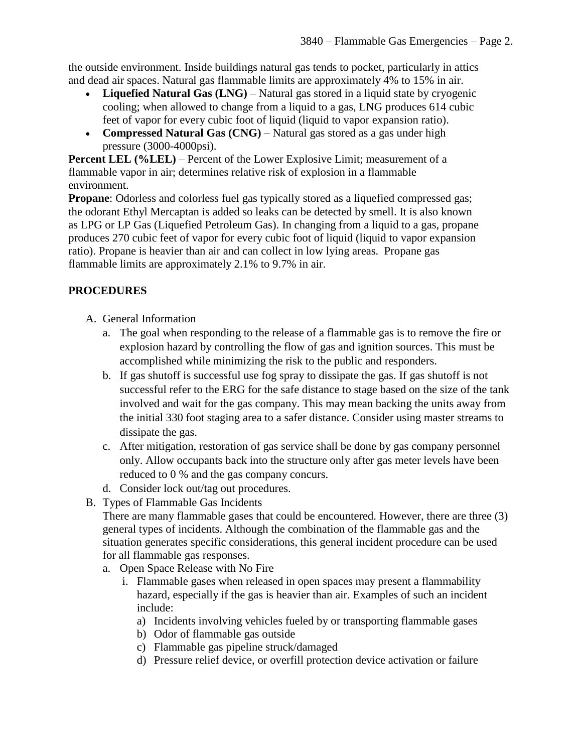the outside environment. Inside buildings natural gas tends to pocket, particularly in attics and dead air spaces. Natural gas flammable limits are approximately 4% to 15% in air.

- **Liquefied Natural Gas (LNG)** – Natural gas stored in a liquid state by cryogenic cooling; when allowed to change from a liquid to a gas, LNG produces 614 cubic feet of vapor for every cubic foot of liquid (liquid to vapor expansion ratio).
- **Compressed Natural Gas (CNG)** – Natural gas stored as a gas under high pressure (3000-4000psi).

**Percent LEL (%LEL)** – Percent of the Lower Explosive Limit; measurement of a flammable vapor in air; determines relative risk of explosion in a flammable environment.

**Propane**: Odorless and colorless fuel gas typically stored as a liquefied compressed gas; the odorant Ethyl Mercaptan is added so leaks can be detected by smell. It is also known as LPG or LP Gas (Liquefied Petroleum Gas). In changing from a liquid to a gas, propane produces 270 cubic feet of vapor for every cubic foot of liquid (liquid to vapor expansion ratio). Propane is heavier than air and can collect in low lying areas. Propane gas flammable limits are approximately 2.1% to 9.7% in air.

## PROCEDURES

A. General Information
   a. The goal when responding to the release of a flammable gas is to remove the fire or explosion hazard by controlling the flow of gas and ignition sources. This must be accomplished while minimizing the risk to the public and responders.
   b. If gas shutoff is successful use fog spray to dissipate the gas. If gas shutoff is not successful refer to the ERG for the safe distance to stage based on the size of the tank involved and wait for the gas company. This may mean backing the units away from the initial 330 foot staging area to a safer distance. Consider using master streams to dissipate the gas.
   c. After mitigation, restoration of gas service shall be done by gas company personnel only. Allow occupants back into the structure only after gas meter levels have been reduced to 0 % and the gas company concurs.
   d. Consider lock out/tag out procedures.

B. Types of Flammable Gas Incidents

   There are many flammable gases that could be encountered. However, there are three (3) general types of incidents. Although the combination of the flammable gas and the situation generates specific considerations, this general incident procedure can be used for all flammable gas responses.
   a. Open Space Release with No Fire
      i. Flammable gases when released in open spaces may present a flammability hazard, especially if the gas is heavier than air. Examples of such an incident include:
         a) Incidents involving vehicles fueled by or transporting flammable gases
         b) Odor of flammable gas outside
         c) Flammable gas pipeline struck/damaged
         d) Pressure relief device, or overfill protection device activation or failure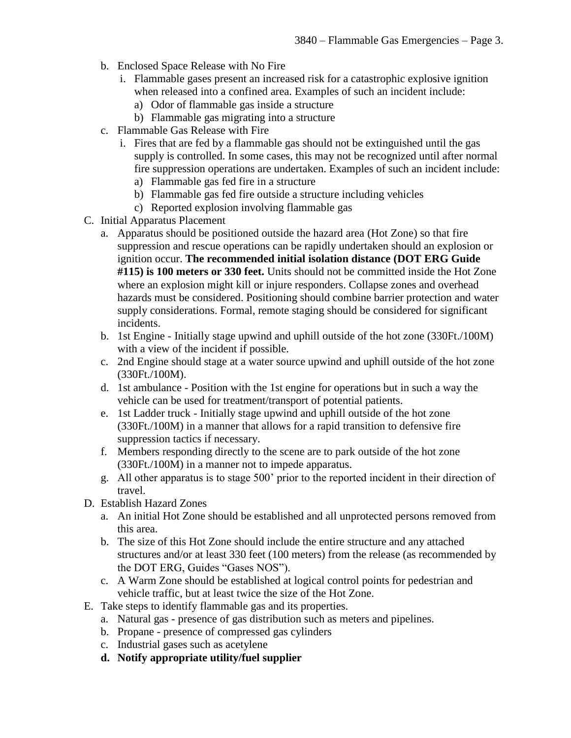b. Enclosed Space Release with No Fire
   i. Flammable gases present an increased risk for a catastrophic explosive ignition when released into a confined area. Examples of such an incident include:
      a) Odor of flammable gas inside a structure
      b) Flammable gas migrating into a structure

c. Flammable Gas Release with Fire
   i. Fires that are fed by a flammable gas should not be extinguished until the gas supply is controlled. In some cases, this may not be recognized until after normal fire suppression operations are undertaken. Examples of such an incident include:
      a) Flammable gas fed fire in a structure
      b) Flammable gas fed fire outside a structure including vehicles
      c) Reported explosion involving flammable gas

C. Initial Apparatus Placement
   a. Apparatus should be positioned outside the hazard area (Hot Zone) so that fire suppression and rescue operations can be rapidly undertaken should an explosion or ignition occur. **The recommended initial isolation distance (DOT ERG Guide #115) is 100 meters or 330 feet.** Units should not be committed inside the Hot Zone where an explosion might kill or injure responders. Collapse zones and overhead hazards must be considered. Positioning should combine barrier protection and water supply considerations. Formal, remote staging should be considered for significant incidents.
   b. 1st Engine - Initially stage upwind and uphill outside of the hot zone (330Ft./100M) with a view of the incident if possible.
   c. 2nd Engine should stage at a water source upwind and uphill outside of the hot zone (330Ft./100M).
   d. 1st ambulance - Position with the 1st engine for operations but in such a way the vehicle can be used for treatment/transport of potential patients.
   e. 1st Ladder truck - Initially stage upwind and uphill outside of the hot zone (330Ft./100M) in a manner that allows for a rapid transition to defensive fire suppression tactics if necessary.
   f. Members responding directly to the scene are to park outside of the hot zone (330Ft./100M) in a manner not to impede apparatus.
   g. All other apparatus is to stage 500' prior to the reported incident in their direction of travel.

D. Establish Hazard Zones
   a. An initial Hot Zone should be established and all unprotected persons removed from this area.
   b. The size of this Hot Zone should include the entire structure and any attached structures and/or at least 330 feet (100 meters) from the release (as recommended by the DOT ERG, Guides "Gases NOS").
   c. A Warm Zone should be established at logical control points for pedestrian and vehicle traffic, but at least twice the size of the Hot Zone.

E. Take steps to identify flammable gas and its properties.
   a. Natural gas - presence of gas distribution such as meters and pipelines.
   b. Propane - presence of compressed gas cylinders
   c. Industrial gases such as acetylene
   **d. Notify appropriate utility/fuel supplier**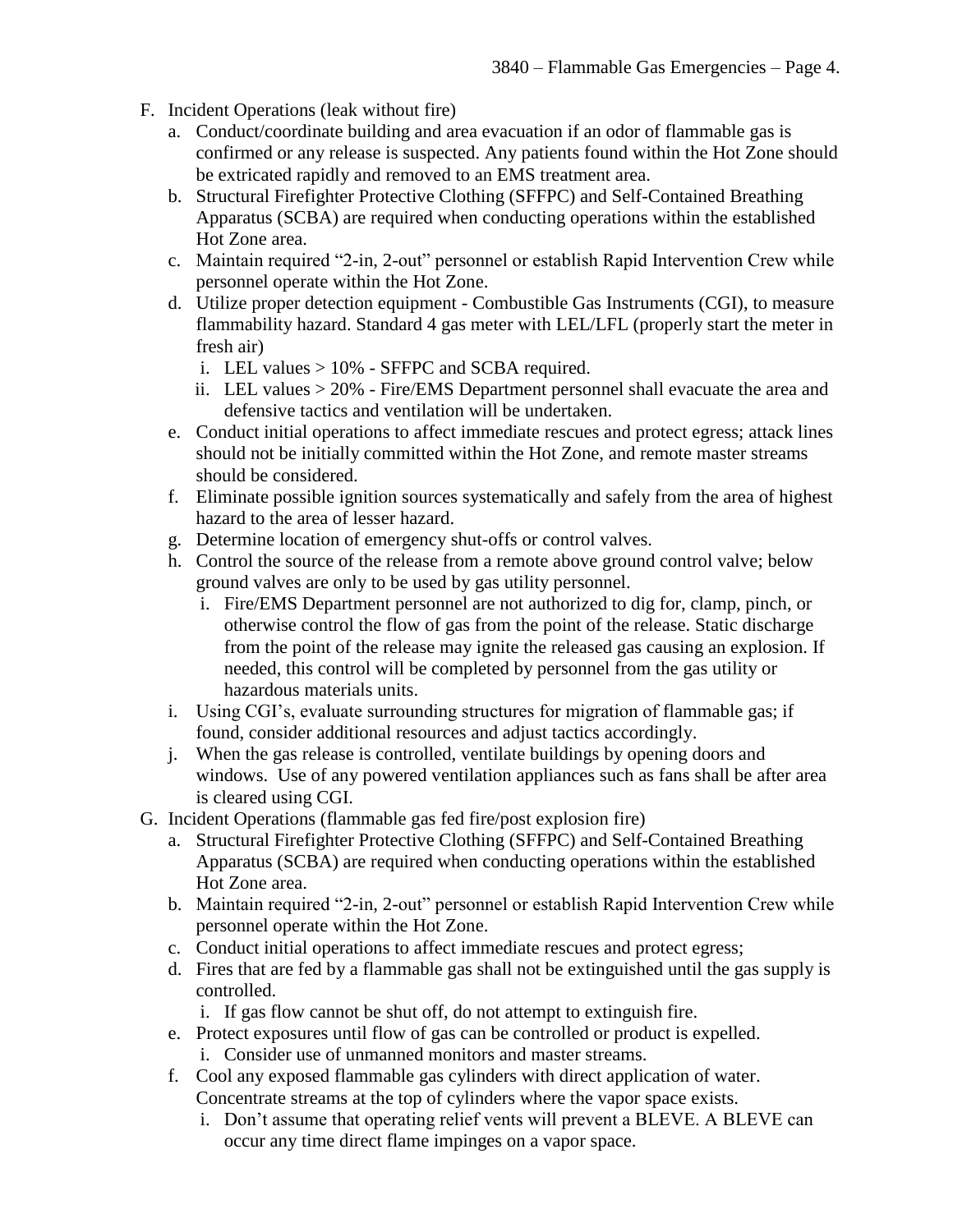F. Incident Operations (leak without fire)

   a. Conduct/coordinate building and area evacuation if an odor of flammable gas is confirmed or any release is suspected. Any patients found within the Hot Zone should be extricated rapidly and removed to an EMS treatment area.
   b. Structural Firefighter Protective Clothing (SFFPC) and Self-Contained Breathing Apparatus (SCBA) are required when conducting operations within the established Hot Zone area.
   c. Maintain required "2-in, 2-out" personnel or establish Rapid Intervention Crew while personnel operate within the Hot Zone.
   d. Utilize proper detection equipment - Combustible Gas Instruments (CGI), to measure flammability hazard. Standard 4 gas meter with LEL/LFL (properly start the meter in fresh air)
      i. LEL values > 10% - SFFPC and SCBA required.
      ii. LEL values > 20% - Fire/EMS Department personnel shall evacuate the area and defensive tactics and ventilation will be undertaken.
   e. Conduct initial operations to affect immediate rescues and protect egress; attack lines should not be initially committed within the Hot Zone, and remote master streams should be considered.
   f. Eliminate possible ignition sources systematically and safely from the area of highest hazard to the area of lesser hazard.
   g. Determine location of emergency shut-offs or control valves.
   h. Control the source of the release from a remote above ground control valve; below ground valves are only to be used by gas utility personnel.
      i. Fire/EMS Department personnel are not authorized to dig for, clamp, pinch, or otherwise control the flow of gas from the point of the release. Static discharge from the point of the release may ignite the released gas causing an explosion. If needed, this control will be completed by personnel from the gas utility or hazardous materials units.
   i. Using CGI's, evaluate surrounding structures for migration of flammable gas; if found, consider additional resources and adjust tactics accordingly.
   j. When the gas release is controlled, ventilate buildings by opening doors and windows. Use of any powered ventilation appliances such as fans shall be after area is cleared using CGI.

G. Incident Operations (flammable gas fed fire/post explosion fire)

   a. Structural Firefighter Protective Clothing (SFFPC) and Self-Contained Breathing Apparatus (SCBA) are required when conducting operations within the established Hot Zone area.
   b. Maintain required "2-in, 2-out" personnel or establish Rapid Intervention Crew while personnel operate within the Hot Zone.
   c. Conduct initial operations to affect immediate rescues and protect egress;
   d. Fires that are fed by a flammable gas shall not be extinguished until the gas supply is controlled.
      i. If gas flow cannot be shut off, do not attempt to extinguish fire.
   e. Protect exposures until flow of gas can be controlled or product is expelled.
      i. Consider use of unmanned monitors and master streams.
   f. Cool any exposed flammable gas cylinders with direct application of water. Concentrate streams at the top of cylinders where the vapor space exists.
      i. Don't assume that operating relief vents will prevent a BLEVE. A BLEVE can occur any time direct flame impinges on a vapor space.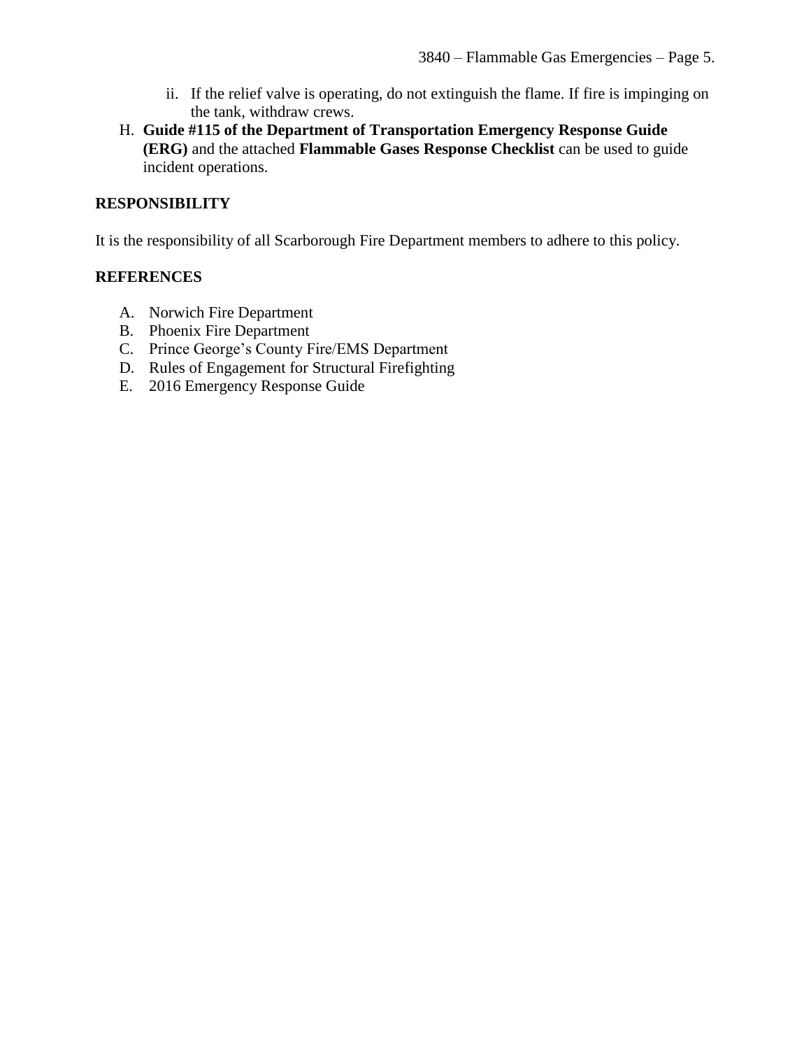ii. If the relief valve is operating, do not extinguish the flame. If fire is impinging on the tank, withdraw crews.

H. **Guide #115 of the Department of Transportation Emergency Response Guide (ERG)** and the attached **Flammable Gases Response Checklist** can be used to guide incident operations.

## RESPONSIBILITY

It is the responsibility of all Scarborough Fire Department members to adhere to this policy.

## REFERENCES

A. Norwich Fire Department
B. Phoenix Fire Department
C. Prince George's County Fire/EMS Department
D. Rules of Engagement for Structural Firefighting
E. 2016 Emergency Response Guide